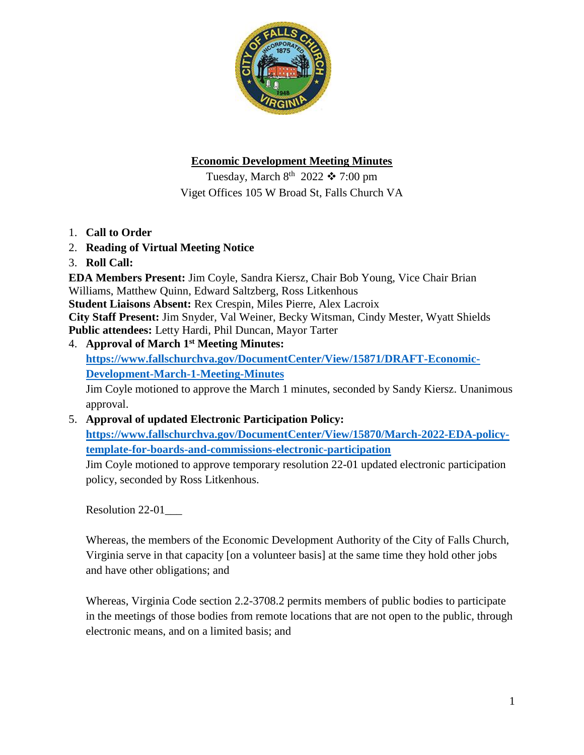# Economic Development Meeting Minutes

Tuesday, March 8th 2022 ❖ 7:00 pm
Viget Offices 105 W Broad St, Falls Church VA

1. **Call to Order**
2. **Reading of Virtual Meeting Notice**
3. **Roll Call:**

**EDA Members Present:** Jim Coyle, Sandra Kiersz, Chair Bob Young, Vice Chair Brian Williams, Matthew Quinn, Edward Saltzberg, Ross Litkenhous
**Student Liaisons Absent:** Rex Crespin, Miles Pierre, Alex Lacroix
**City Staff Present:** Jim Snyder, Val Weiner, Becky Witsman, Cindy Mester, Wyatt Shields
**Public attendees:** Letty Hardi, Phil Duncan, Mayor Tarter

4. **Approval of March 1st Meeting Minutes:** [https://www.fallschurchva.gov/DocumentCenter/View/15871/DRAFT-Economic-Development-March-1-Meeting-Minutes](https://www.fallschurchva.gov/DocumentCenter/View/15871/DRAFT-Economic-Development-March-1-Meeting-Minutes)

   Jim Coyle motioned to approve the March 1 minutes, seconded by Sandy Kiersz. Unanimous approval.

5. **Approval of updated Electronic Participation Policy:** [https://www.fallschurchva.gov/DocumentCenter/View/15870/March-2022-EDA-policy-template-for-boards-and-commissions-electronic-participation](https://www.fallschurchva.gov/DocumentCenter/View/15870/March-2022-EDA-policy-template-for-boards-and-commissions-electronic-participation)

   Jim Coyle motioned to approve temporary resolution 22-01 updated electronic participation policy, seconded by Ross Litkenhous.

   Resolution 22-01___

   Whereas, the members of the Economic Development Authority of the City of Falls Church, Virginia serve in that capacity [on a volunteer basis] at the same time they hold other jobs and have other obligations; and

   Whereas, Virginia Code section 2.2-3708.2 permits members of public bodies to participate in the meetings of those bodies from remote locations that are not open to the public, through electronic means, and on a limited basis; and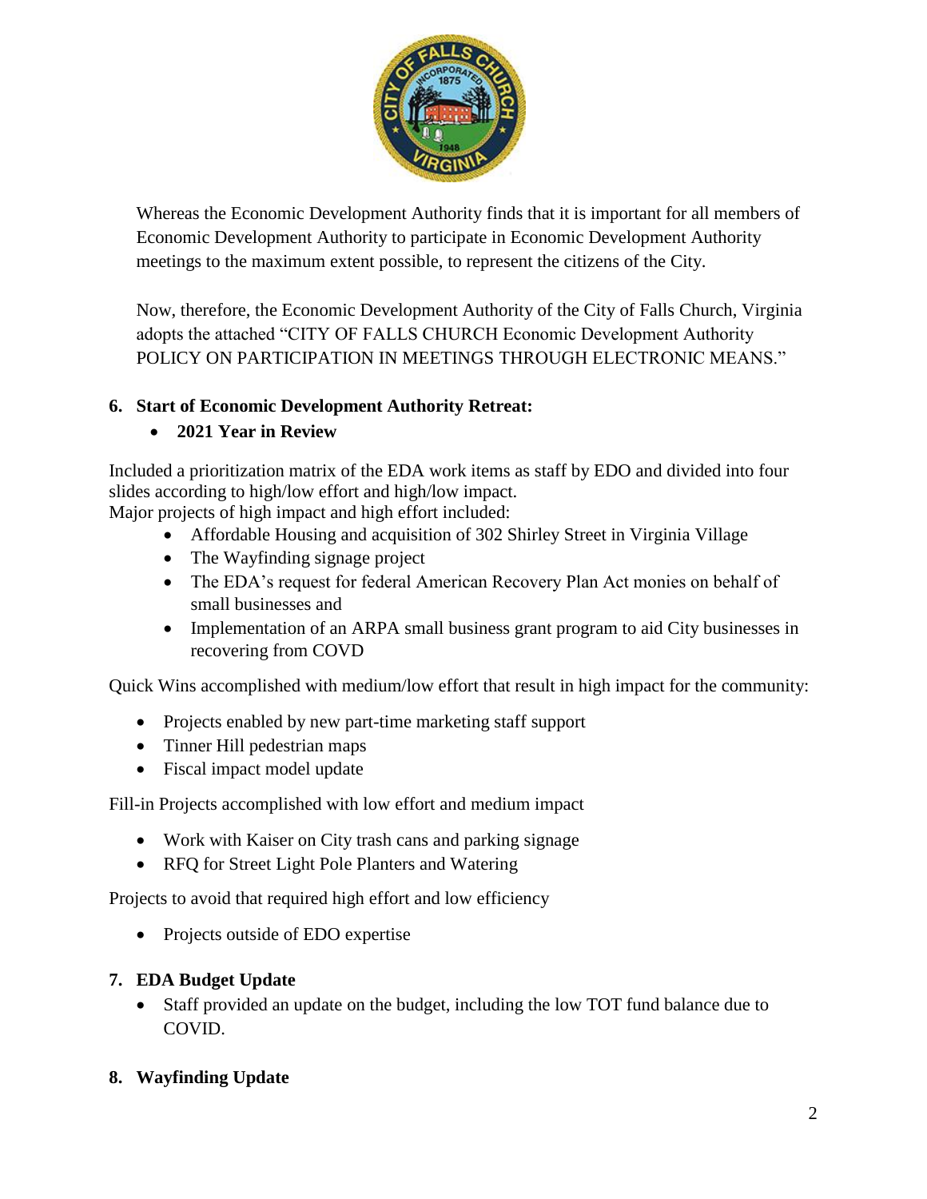Whereas the Economic Development Authority finds that it is important for all members of Economic Development Authority to participate in Economic Development Authority meetings to the maximum extent possible, to represent the citizens of the City.

Now, therefore, the Economic Development Authority of the City of Falls Church, Virginia adopts the attached "CITY OF FALLS CHURCH Economic Development Authority POLICY ON PARTICIPATION IN MEETINGS THROUGH ELECTRONIC MEANS."

**6. Start of Economic Development Authority Retreat:**

- **2021 Year in Review**

Included a prioritization matrix of the EDA work items as staff by EDO and divided into four slides according to high/low effort and high/low impact.
Major projects of high impact and high effort included:

- Affordable Housing and acquisition of 302 Shirley Street in Virginia Village
- The Wayfinding signage project
- The EDA's request for federal American Recovery Plan Act monies on behalf of small businesses and
- Implementation of an ARPA small business grant program to aid City businesses in recovering from COVD

Quick Wins accomplished with medium/low effort that result in high impact for the community:

- Projects enabled by new part-time marketing staff support
- Tinner Hill pedestrian maps
- Fiscal impact model update

Fill-in Projects accomplished with low effort and medium impact

- Work with Kaiser on City trash cans and parking signage
- RFQ for Street Light Pole Planters and Watering

Projects to avoid that required high effort and low efficiency

- Projects outside of EDO expertise

**7. EDA Budget Update**

- Staff provided an update on the budget, including the low TOT fund balance due to COVID.

**8. Wayfinding Update**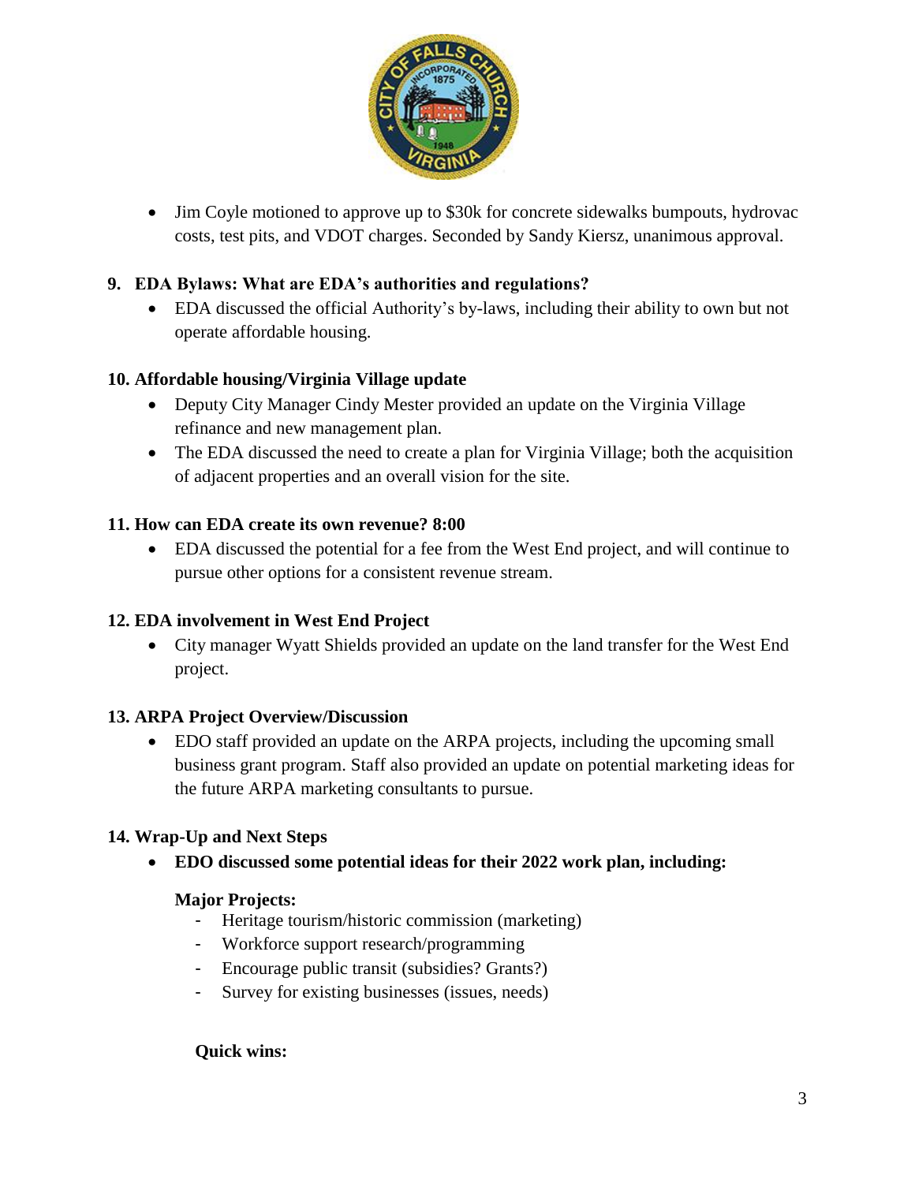- Jim Coyle motioned to approve up to $30k for concrete sidewalks bumpouts, hydrovac costs, test pits, and VDOT charges. Seconded by Sandy Kiersz, unanimous approval.

**9. EDA Bylaws: What are EDA's authorities and regulations?**

- EDA discussed the official Authority's by-laws, including their ability to own but not operate affordable housing.

**10. Affordable housing/Virginia Village update**

- Deputy City Manager Cindy Mester provided an update on the Virginia Village refinance and new management plan.
- The EDA discussed the need to create a plan for Virginia Village; both the acquisition of adjacent properties and an overall vision for the site.

**11. How can EDA create its own revenue? 8:00**

- EDA discussed the potential for a fee from the West End project, and will continue to pursue other options for a consistent revenue stream.

**12. EDA involvement in West End Project**

- City manager Wyatt Shields provided an update on the land transfer for the West End project.

**13. ARPA Project Overview/Discussion**

- EDO staff provided an update on the ARPA projects, including the upcoming small business grant program. Staff also provided an update on potential marketing ideas for the future ARPA marketing consultants to pursue.

**14. Wrap-Up and Next Steps**

- **EDO discussed some potential ideas for their 2022 work plan, including:**

  **Major Projects:**

  - Heritage tourism/historic commission (marketing)
  - Workforce support research/programming
  - Encourage public transit (subsidies? Grants?)
  - Survey for existing businesses (issues, needs)

  **Quick wins:**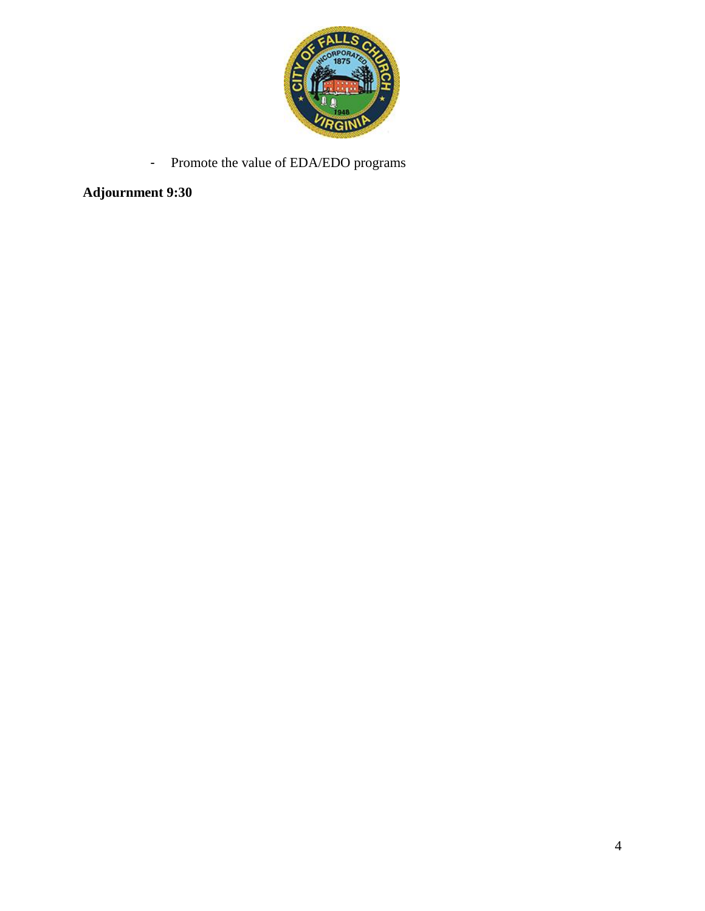- Promote the value of EDA/EDO programs

**Adjournment 9:30**